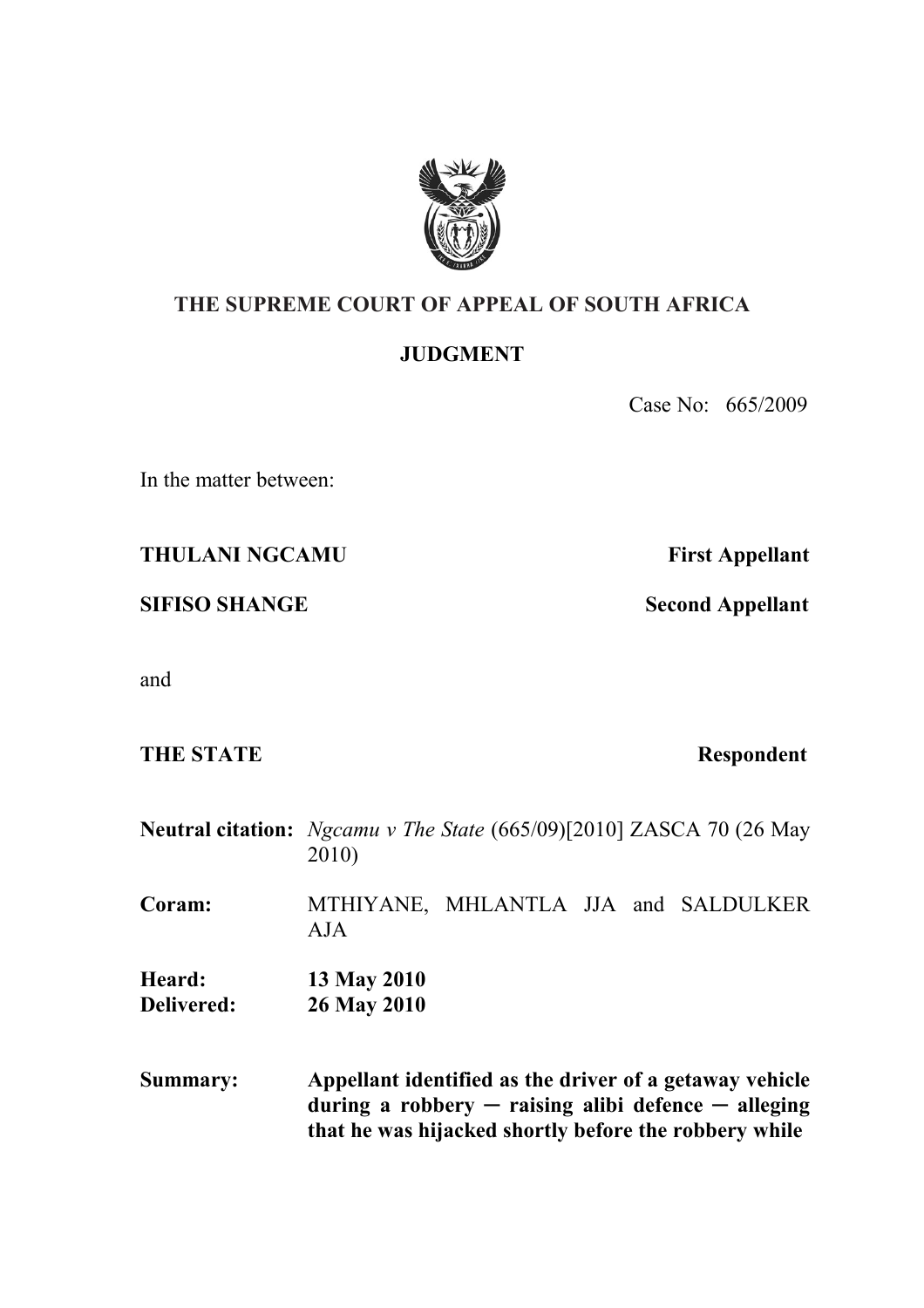# THE SUPREME COURT OF APPEAL OF SOUTH AFRICA

## JUDGMENT

Case No: 665/2009

In the matter between:

**THULANI NGCAMU** — **First Appellant**

**SIFISO SHANGE** — **Second Appellant**

and

**THE STATE** — **Respondent**

**Neutral citation:** *Ngcamu v The State* (665/09)[2010] ZASCA 70 (26 May 2010)

**Coram:** MTHIYANE, MHLANTLA JJA and SALDULKER AJA

**Heard:** **13 May 2010**

**Delivered:** **26 May 2010**

**Summary:** **Appellant identified as the driver of a getaway vehicle during a robbery ─ raising alibi defence ─ alleging that he was hijacked shortly before the robbery while**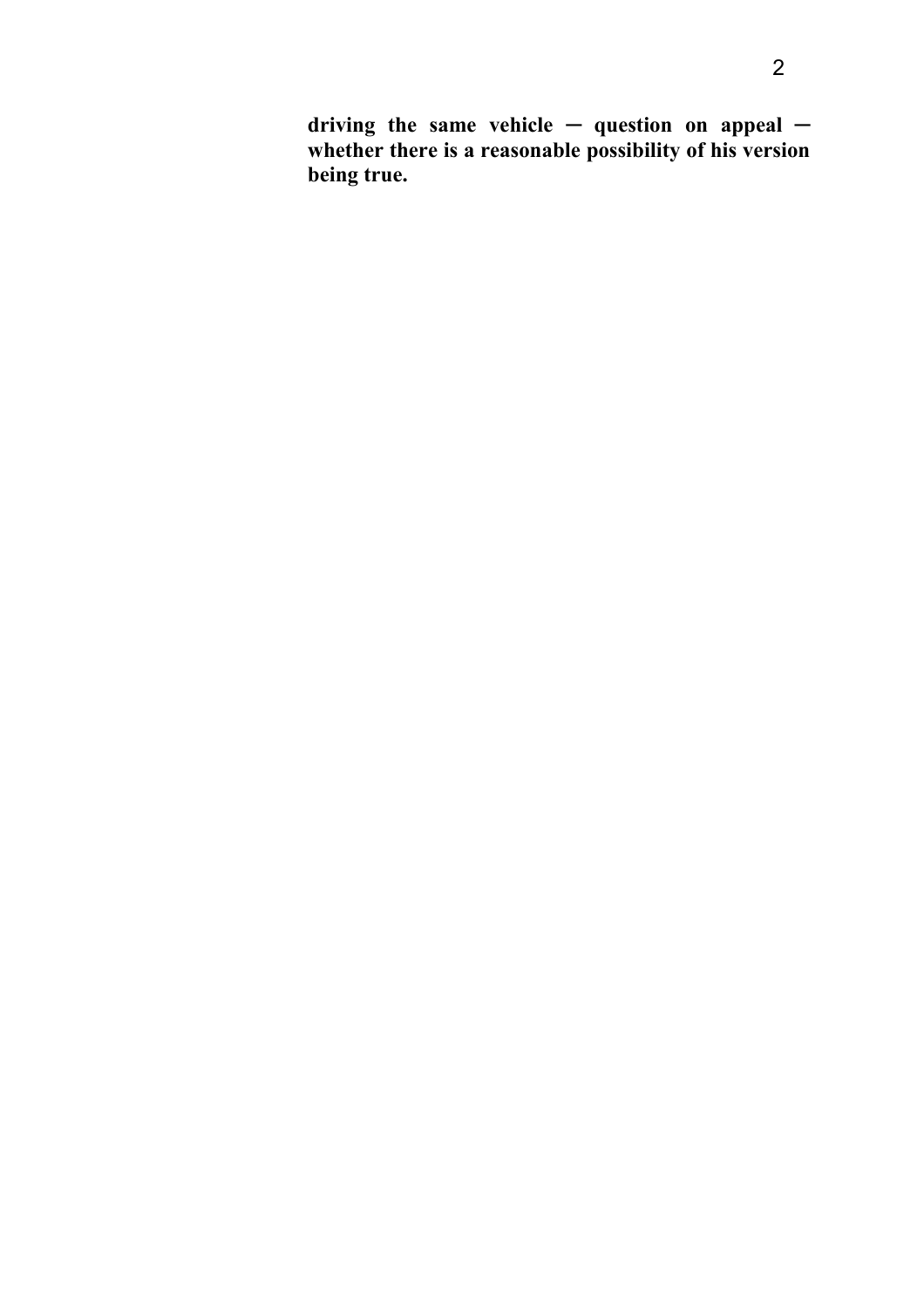**driving the same vehicle ─ question on appeal ─ whether there is a reasonable possibility of his version being true.**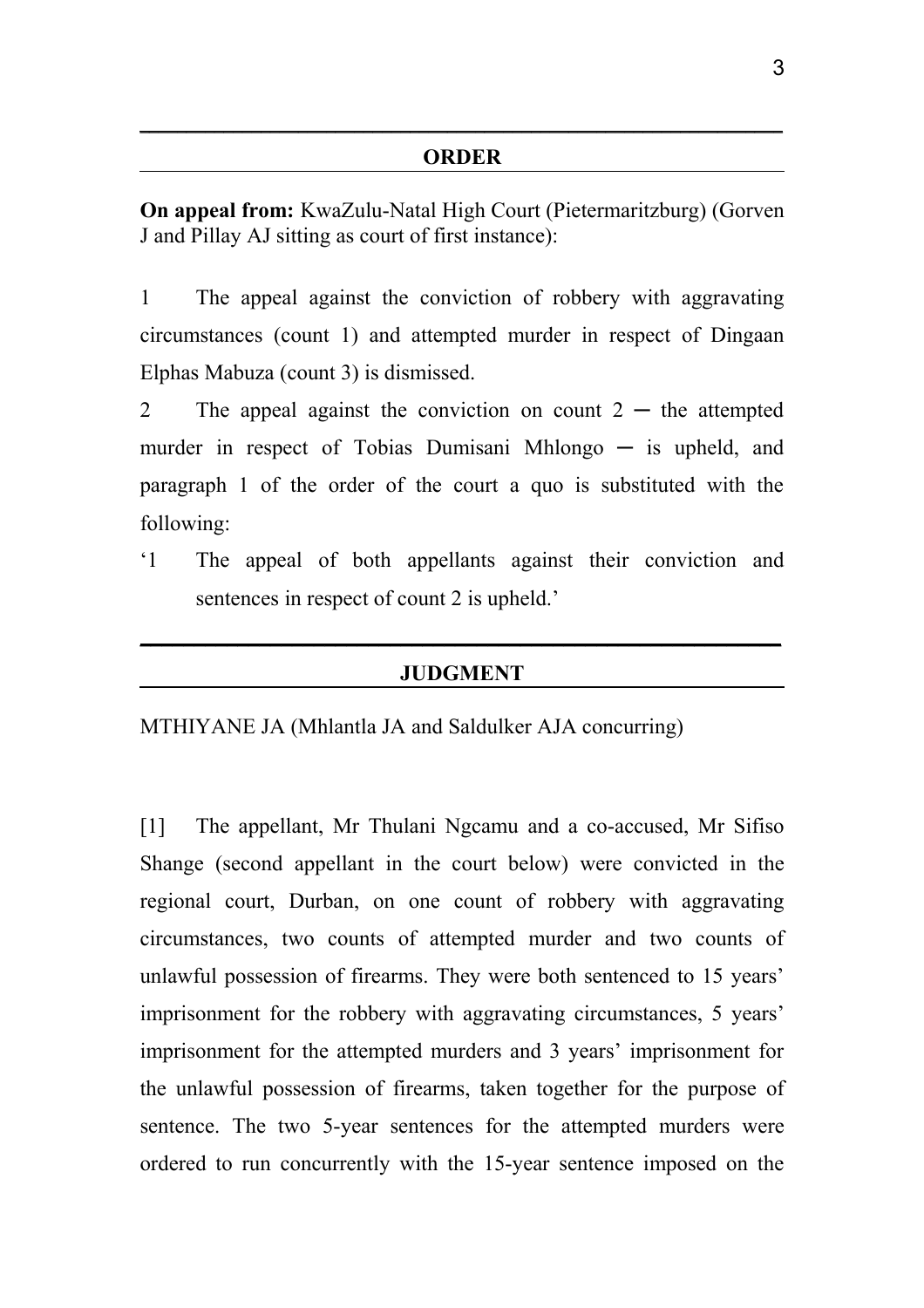## ORDER

**On appeal from:** KwaZulu-Natal High Court (Pietermaritzburg) (Gorven J and Pillay AJ sitting as court of first instance):

1 The appeal against the conviction of robbery with aggravating circumstances (count 1) and attempted murder in respect of Dingaan Elphas Mabuza (count 3) is dismissed.

2 The appeal against the conviction on count 2 ─ the attempted murder in respect of Tobias Dumisani Mhlongo ─ is upheld, and paragraph 1 of the order of the court a quo is substituted with the following:

'1 The appeal of both appellants against their conviction and sentences in respect of count 2 is upheld.'

## JUDGMENT

MTHIYANE JA (Mhlantla JA and Saldulker AJA concurring)

[1] The appellant, Mr Thulani Ngcamu and a co-accused, Mr Sifiso Shange (second appellant in the court below) were convicted in the regional court, Durban, on one count of robbery with aggravating circumstances, two counts of attempted murder and two counts of unlawful possession of firearms. They were both sentenced to 15 years' imprisonment for the robbery with aggravating circumstances, 5 years' imprisonment for the attempted murders and 3 years' imprisonment for the unlawful possession of firearms, taken together for the purpose of sentence. The two 5-year sentences for the attempted murders were ordered to run concurrently with the 15-year sentence imposed on the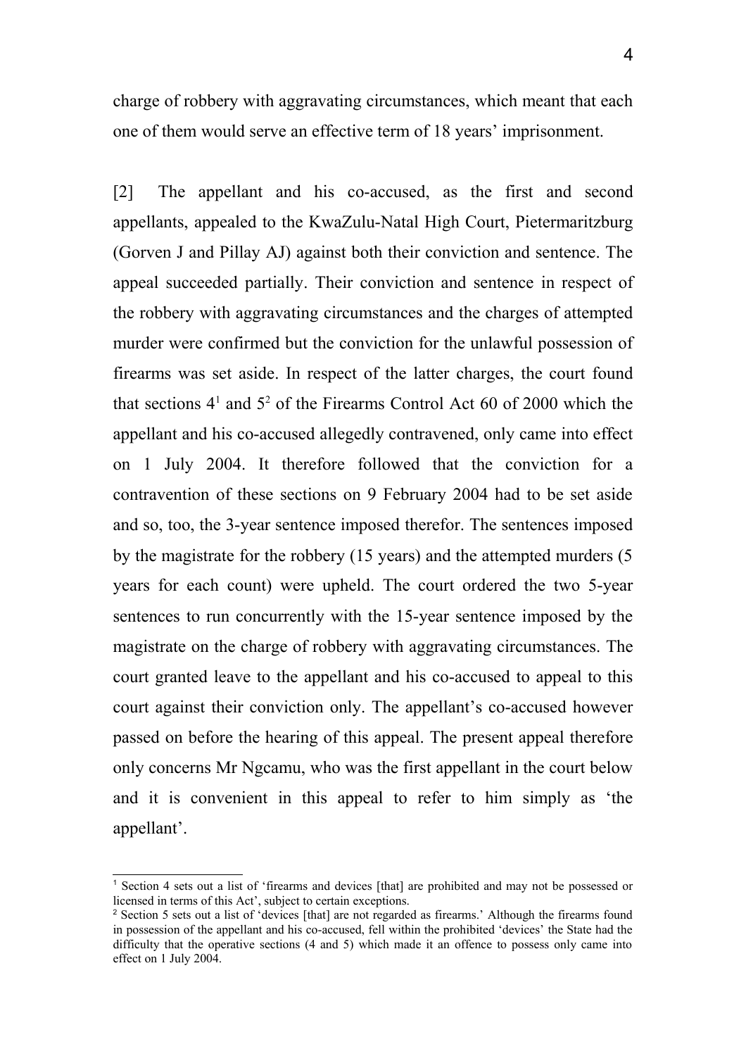charge of robbery with aggravating circumstances, which meant that each one of them would serve an effective term of 18 years' imprisonment.

[2] The appellant and his co-accused, as the first and second appellants, appealed to the KwaZulu-Natal High Court, Pietermaritzburg (Gorven J and Pillay AJ) against both their conviction and sentence. The appeal succeeded partially. Their conviction and sentence in respect of the robbery with aggravating circumstances and the charges of attempted murder were confirmed but the conviction for the unlawful possession of firearms was set aside. In respect of the latter charges, the court found that sections 4[1] and 5[2] of the Firearms Control Act 60 of 2000 which the appellant and his co-accused allegedly contravened, only came into effect on 1 July 2004. It therefore followed that the conviction for a contravention of these sections on 9 February 2004 had to be set aside and so, too, the 3-year sentence imposed therefor. The sentences imposed by the magistrate for the robbery (15 years) and the attempted murders (5 years for each count) were upheld. The court ordered the two 5-year sentences to run concurrently with the 15-year sentence imposed by the magistrate on the charge of robbery with aggravating circumstances. The court granted leave to the appellant and his co-accused to appeal to this court against their conviction only. The appellant's co-accused however passed on before the hearing of this appeal. The present appeal therefore only concerns Mr Ngcamu, who was the first appellant in the court below and it is convenient in this appeal to refer to him simply as 'the appellant'.

---

[1] Section 4 sets out a list of 'firearms and devices [that] are prohibited and may not be possessed or licensed in terms of this Act', subject to certain exceptions.

[2] Section 5 sets out a list of 'devices [that] are not regarded as firearms.' Although the firearms found in possession of the appellant and his co-accused, fell within the prohibited 'devices' the State had the difficulty that the operative sections (4 and 5) which made it an offence to possess only came into effect on 1 July 2004.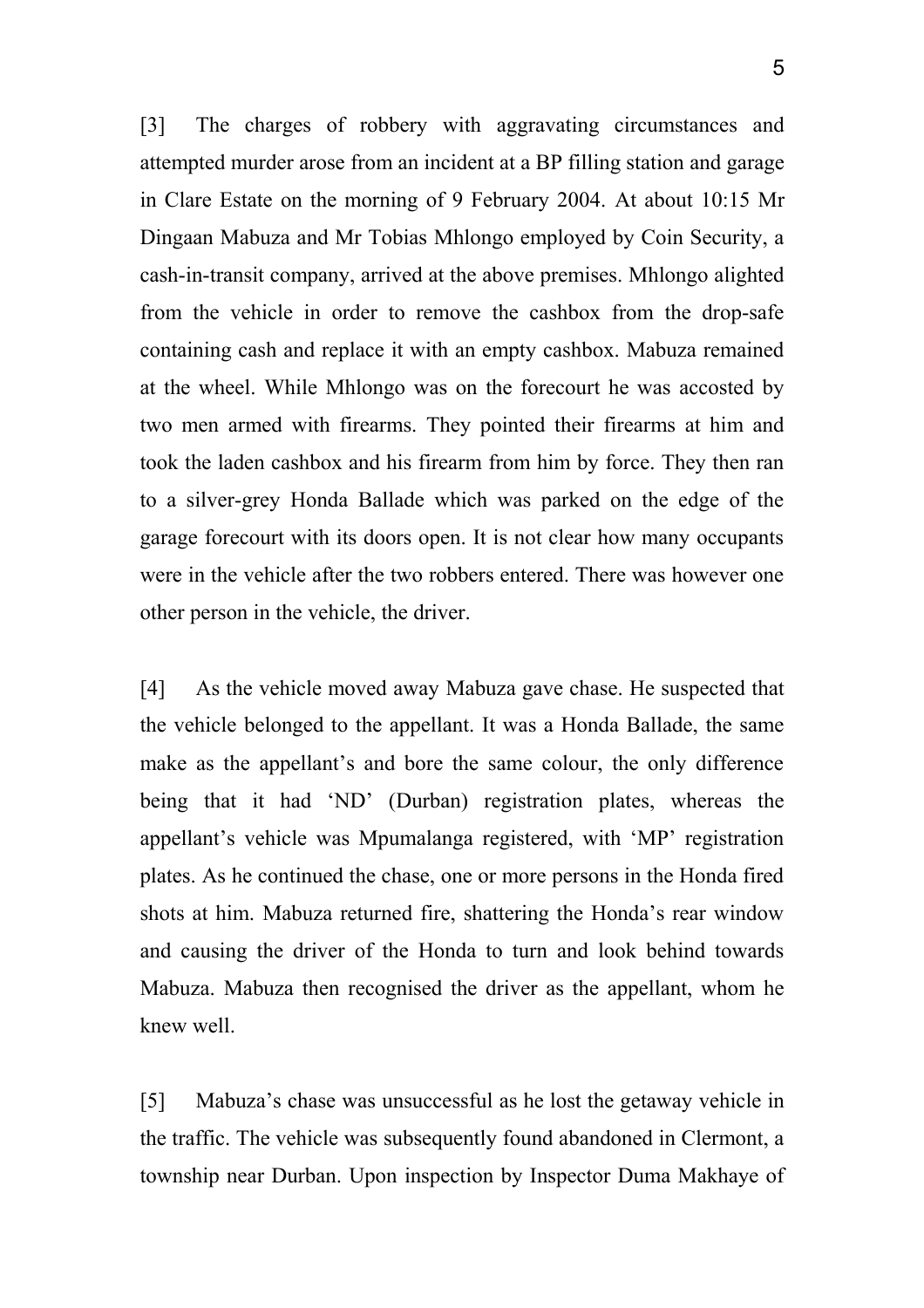[3] The charges of robbery with aggravating circumstances and attempted murder arose from an incident at a BP filling station and garage in Clare Estate on the morning of 9 February 2004. At about 10:15 Mr Dingaan Mabuza and Mr Tobias Mhlongo employed by Coin Security, a cash-in-transit company, arrived at the above premises. Mhlongo alighted from the vehicle in order to remove the cashbox from the drop-safe containing cash and replace it with an empty cashbox. Mabuza remained at the wheel. While Mhlongo was on the forecourt he was accosted by two men armed with firearms. They pointed their firearms at him and took the laden cashbox and his firearm from him by force. They then ran to a silver-grey Honda Ballade which was parked on the edge of the garage forecourt with its doors open. It is not clear how many occupants were in the vehicle after the two robbers entered. There was however one other person in the vehicle, the driver.

[4] As the vehicle moved away Mabuza gave chase. He suspected that the vehicle belonged to the appellant. It was a Honda Ballade, the same make as the appellant's and bore the same colour, the only difference being that it had 'ND' (Durban) registration plates, whereas the appellant's vehicle was Mpumalanga registered, with 'MP' registration plates. As he continued the chase, one or more persons in the Honda fired shots at him. Mabuza returned fire, shattering the Honda's rear window and causing the driver of the Honda to turn and look behind towards Mabuza. Mabuza then recognised the driver as the appellant, whom he knew well.

[5] Mabuza's chase was unsuccessful as he lost the getaway vehicle in the traffic. The vehicle was subsequently found abandoned in Clermont, a township near Durban. Upon inspection by Inspector Duma Makhaye of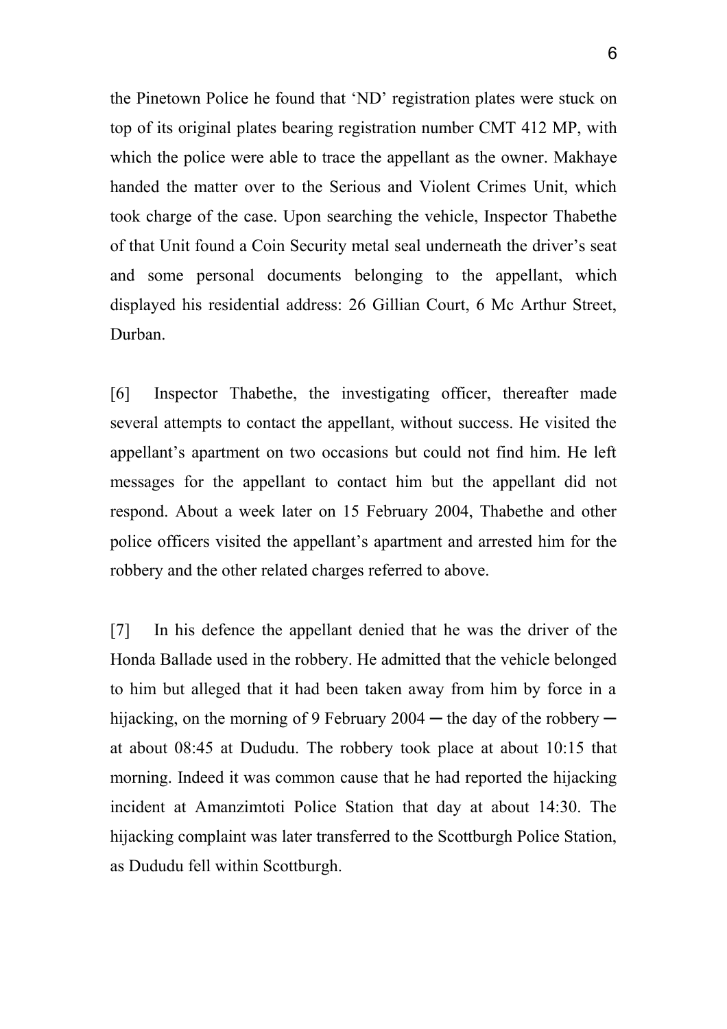the Pinetown Police he found that 'ND' registration plates were stuck on top of its original plates bearing registration number CMT 412 MP, with which the police were able to trace the appellant as the owner. Makhaye handed the matter over to the Serious and Violent Crimes Unit, which took charge of the case. Upon searching the vehicle, Inspector Thabethe of that Unit found a Coin Security metal seal underneath the driver's seat and some personal documents belonging to the appellant, which displayed his residential address: 26 Gillian Court, 6 Mc Arthur Street, Durban.

[6] Inspector Thabethe, the investigating officer, thereafter made several attempts to contact the appellant, without success. He visited the appellant's apartment on two occasions but could not find him. He left messages for the appellant to contact him but the appellant did not respond. About a week later on 15 February 2004, Thabethe and other police officers visited the appellant's apartment and arrested him for the robbery and the other related charges referred to above.

[7] In his defence the appellant denied that he was the driver of the Honda Ballade used in the robbery. He admitted that the vehicle belonged to him but alleged that it had been taken away from him by force in a hijacking, on the morning of 9 February 2004 ─ the day of the robbery ─ at about 08:45 at Dududu. The robbery took place at about 10:15 that morning. Indeed it was common cause that he had reported the hijacking incident at Amanzimtoti Police Station that day at about 14:30. The hijacking complaint was later transferred to the Scottburgh Police Station, as Dududu fell within Scottburgh.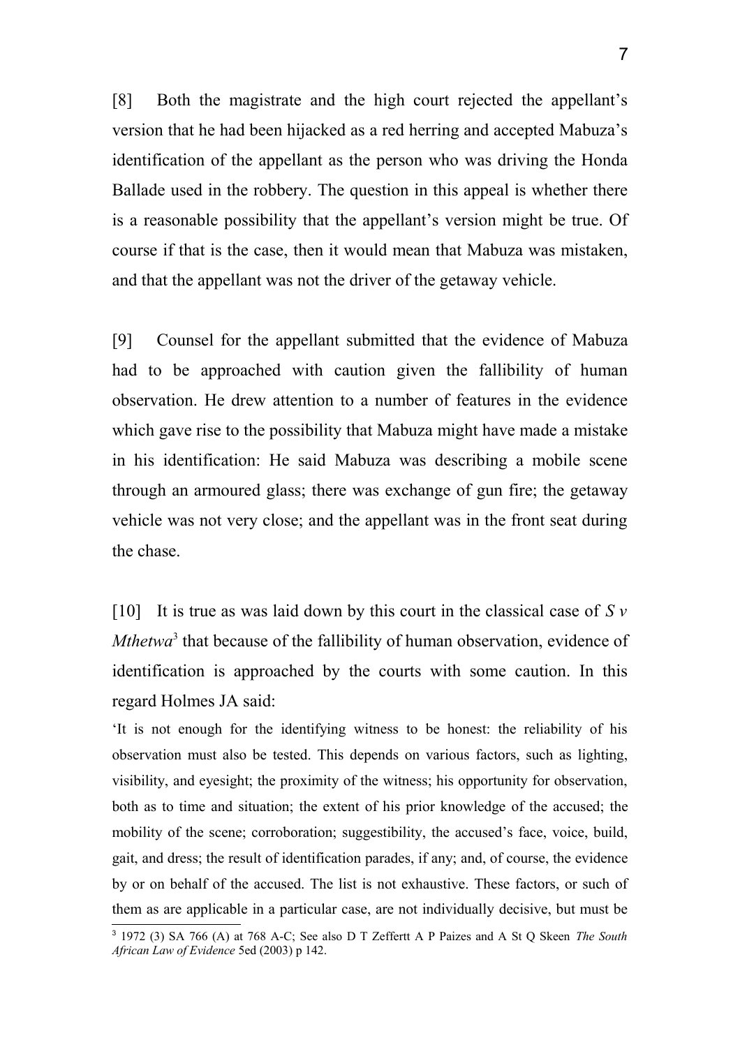[8] Both the magistrate and the high court rejected the appellant's version that he had been hijacked as a red herring and accepted Mabuza's identification of the appellant as the person who was driving the Honda Ballade used in the robbery. The question in this appeal is whether there is a reasonable possibility that the appellant's version might be true. Of course if that is the case, then it would mean that Mabuza was mistaken, and that the appellant was not the driver of the getaway vehicle.

[9] Counsel for the appellant submitted that the evidence of Mabuza had to be approached with caution given the fallibility of human observation. He drew attention to a number of features in the evidence which gave rise to the possibility that Mabuza might have made a mistake in his identification: He said Mabuza was describing a mobile scene through an armoured glass; there was exchange of gun fire; the getaway vehicle was not very close; and the appellant was in the front seat during the chase.

[10] It is true as was laid down by this court in the classical case of *S v Mthetwa*[3] that because of the fallibility of human observation, evidence of identification is approached by the courts with some caution. In this regard Holmes JA said:

'It is not enough for the identifying witness to be honest: the reliability of his observation must also be tested. This depends on various factors, such as lighting, visibility, and eyesight; the proximity of the witness; his opportunity for observation, both as to time and situation; the extent of his prior knowledge of the accused; the mobility of the scene; corroboration; suggestibility, the accused's face, voice, build, gait, and dress; the result of identification parades, if any; and, of course, the evidence by or on behalf of the accused. The list is not exhaustive. These factors, or such of them as are applicable in a particular case, are not individually decisive, but must be

---

[3] 1972 (3) SA 766 (A) at 768 A-C; See also D T Zeffertt A P Paizes and A St Q Skeen *The South African Law of Evidence* 5ed (2003) p 142.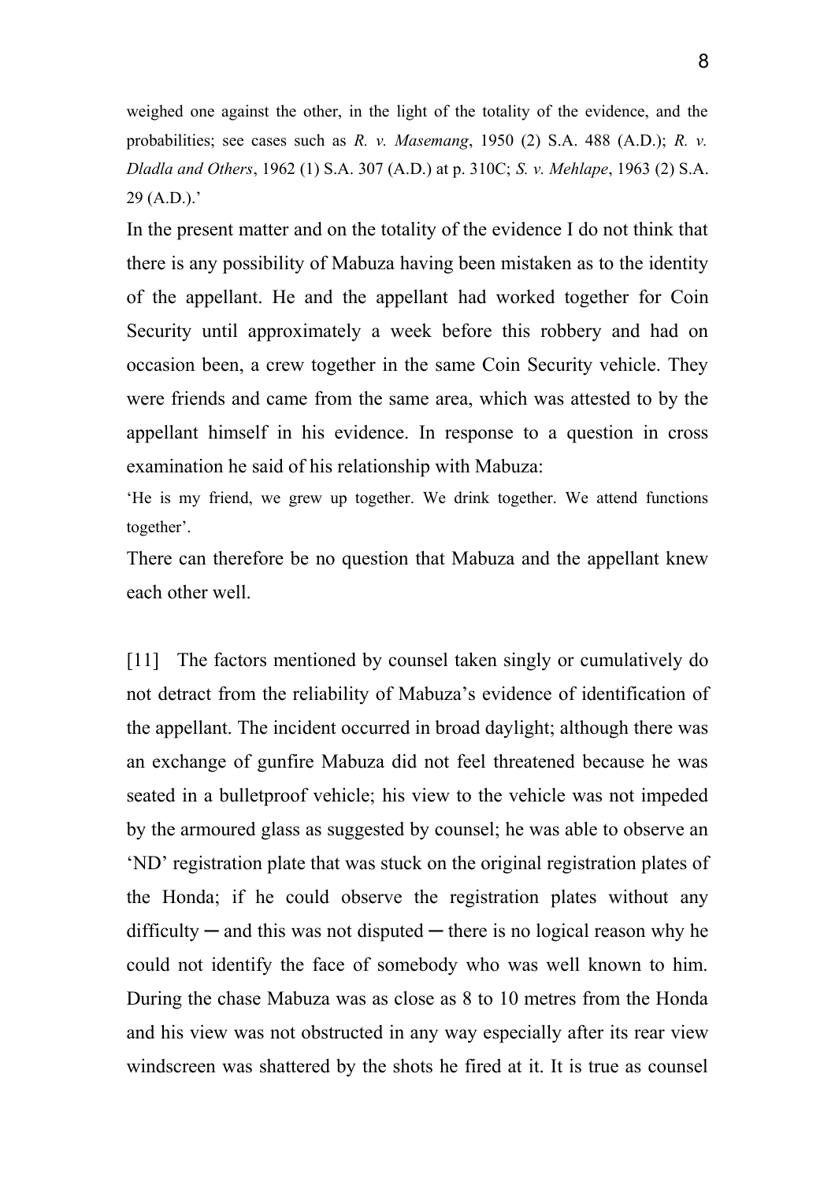weighed one against the other, in the light of the totality of the evidence, and the probabilities; see cases such as *R. v. Masemang*, 1950 (2) S.A. 488 (A.D.); *R. v. Dladla and Others*, 1962 (1) S.A. 307 (A.D.) at p. 310C; *S. v. Mehlape*, 1963 (2) S.A. 29 (A.D.).'

In the present matter and on the totality of the evidence I do not think that there is any possibility of Mabuza having been mistaken as to the identity of the appellant. He and the appellant had worked together for Coin Security until approximately a week before this robbery and had on occasion been, a crew together in the same Coin Security vehicle. They were friends and came from the same area, which was attested to by the appellant himself in his evidence. In response to a question in cross examination he said of his relationship with Mabuza:

'He is my friend, we grew up together. We drink together. We attend functions together'.

There can therefore be no question that Mabuza and the appellant knew each other well.

[11] The factors mentioned by counsel taken singly or cumulatively do not detract from the reliability of Mabuza's evidence of identification of the appellant. The incident occurred in broad daylight; although there was an exchange of gunfire Mabuza did not feel threatened because he was seated in a bulletproof vehicle; his view to the vehicle was not impeded by the armoured glass as suggested by counsel; he was able to observe an 'ND' registration plate that was stuck on the original registration plates of the Honda; if he could observe the registration plates without any difficulty ─ and this was not disputed ─ there is no logical reason why he could not identify the face of somebody who was well known to him. During the chase Mabuza was as close as 8 to 10 metres from the Honda and his view was not obstructed in any way especially after its rear view windscreen was shattered by the shots he fired at it. It is true as counsel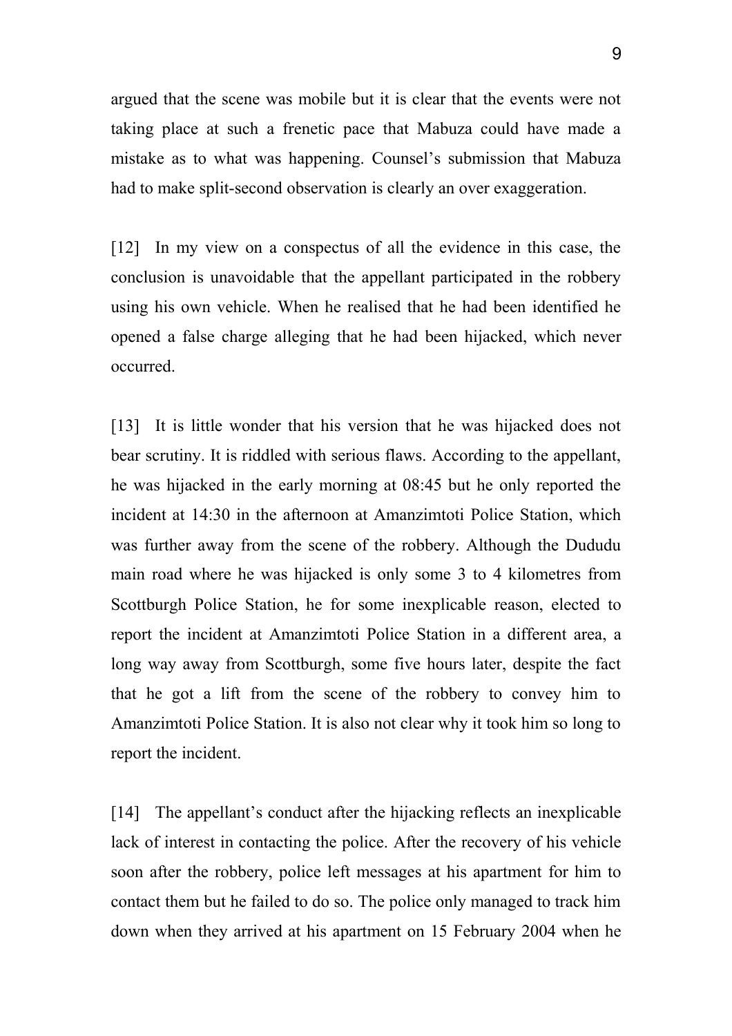argued that the scene was mobile but it is clear that the events were not taking place at such a frenetic pace that Mabuza could have made a mistake as to what was happening. Counsel's submission that Mabuza had to make split-second observation is clearly an over exaggeration.

[12] In my view on a conspectus of all the evidence in this case, the conclusion is unavoidable that the appellant participated in the robbery using his own vehicle. When he realised that he had been identified he opened a false charge alleging that he had been hijacked, which never occurred.

[13] It is little wonder that his version that he was hijacked does not bear scrutiny. It is riddled with serious flaws. According to the appellant, he was hijacked in the early morning at 08:45 but he only reported the incident at 14:30 in the afternoon at Amanzimtoti Police Station, which was further away from the scene of the robbery. Although the Dududu main road where he was hijacked is only some 3 to 4 kilometres from Scottburgh Police Station, he for some inexplicable reason, elected to report the incident at Amanzimtoti Police Station in a different area, a long way away from Scottburgh, some five hours later, despite the fact that he got a lift from the scene of the robbery to convey him to Amanzimtoti Police Station. It is also not clear why it took him so long to report the incident.

[14] The appellant's conduct after the hijacking reflects an inexplicable lack of interest in contacting the police. After the recovery of his vehicle soon after the robbery, police left messages at his apartment for him to contact them but he failed to do so. The police only managed to track him down when they arrived at his apartment on 15 February 2004 when he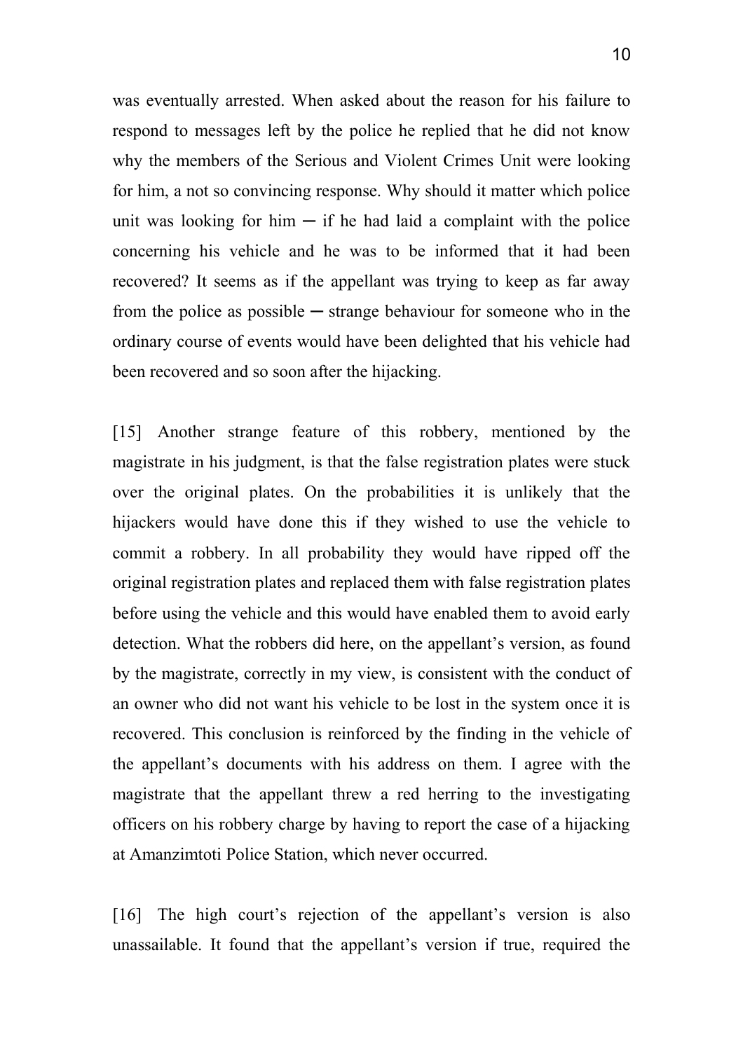was eventually arrested. When asked about the reason for his failure to respond to messages left by the police he replied that he did not know why the members of the Serious and Violent Crimes Unit were looking for him, a not so convincing response. Why should it matter which police unit was looking for him ─ if he had laid a complaint with the police concerning his vehicle and he was to be informed that it had been recovered? It seems as if the appellant was trying to keep as far away from the police as possible ─ strange behaviour for someone who in the ordinary course of events would have been delighted that his vehicle had been recovered and so soon after the hijacking.

[15] Another strange feature of this robbery, mentioned by the magistrate in his judgment, is that the false registration plates were stuck over the original plates. On the probabilities it is unlikely that the hijackers would have done this if they wished to use the vehicle to commit a robbery. In all probability they would have ripped off the original registration plates and replaced them with false registration plates before using the vehicle and this would have enabled them to avoid early detection. What the robbers did here, on the appellant's version, as found by the magistrate, correctly in my view, is consistent with the conduct of an owner who did not want his vehicle to be lost in the system once it is recovered. This conclusion is reinforced by the finding in the vehicle of the appellant's documents with his address on them. I agree with the magistrate that the appellant threw a red herring to the investigating officers on his robbery charge by having to report the case of a hijacking at Amanzimtoti Police Station, which never occurred.

[16] The high court's rejection of the appellant's version is also unassailable. It found that the appellant's version if true, required the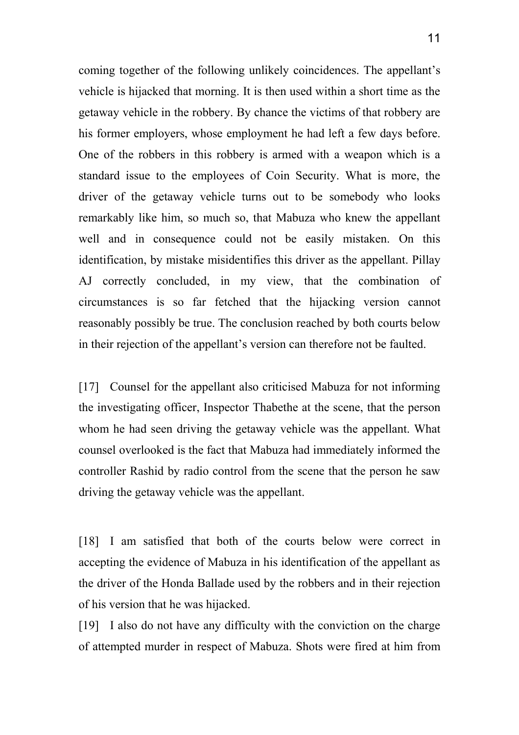coming together of the following unlikely coincidences. The appellant's vehicle is hijacked that morning. It is then used within a short time as the getaway vehicle in the robbery. By chance the victims of that robbery are his former employers, whose employment he had left a few days before. One of the robbers in this robbery is armed with a weapon which is a standard issue to the employees of Coin Security. What is more, the driver of the getaway vehicle turns out to be somebody who looks remarkably like him, so much so, that Mabuza who knew the appellant well and in consequence could not be easily mistaken. On this identification, by mistake misidentifies this driver as the appellant. Pillay AJ correctly concluded, in my view, that the combination of circumstances is so far fetched that the hijacking version cannot reasonably possibly be true. The conclusion reached by both courts below in their rejection of the appellant's version can therefore not be faulted.

[17] Counsel for the appellant also criticised Mabuza for not informing the investigating officer, Inspector Thabethe at the scene, that the person whom he had seen driving the getaway vehicle was the appellant. What counsel overlooked is the fact that Mabuza had immediately informed the controller Rashid by radio control from the scene that the person he saw driving the getaway vehicle was the appellant.

[18] I am satisfied that both of the courts below were correct in accepting the evidence of Mabuza in his identification of the appellant as the driver of the Honda Ballade used by the robbers and in their rejection of his version that he was hijacked.

[19] I also do not have any difficulty with the conviction on the charge of attempted murder in respect of Mabuza. Shots were fired at him from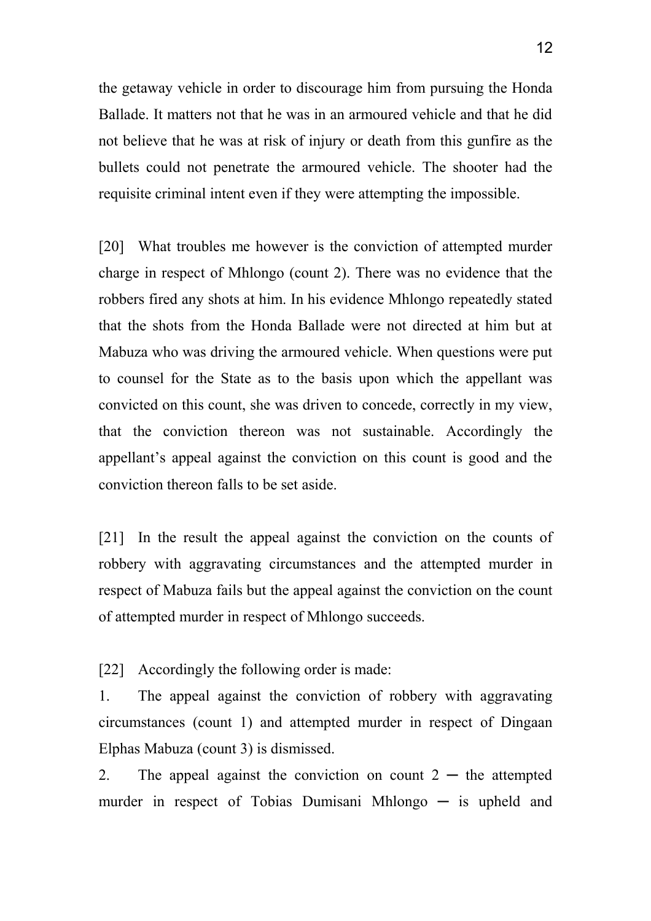the getaway vehicle in order to discourage him from pursuing the Honda Ballade. It matters not that he was in an armoured vehicle and that he did not believe that he was at risk of injury or death from this gunfire as the bullets could not penetrate the armoured vehicle. The shooter had the requisite criminal intent even if they were attempting the impossible.

[20] What troubles me however is the conviction of attempted murder charge in respect of Mhlongo (count 2). There was no evidence that the robbers fired any shots at him. In his evidence Mhlongo repeatedly stated that the shots from the Honda Ballade were not directed at him but at Mabuza who was driving the armoured vehicle. When questions were put to counsel for the State as to the basis upon which the appellant was convicted on this count, she was driven to concede, correctly in my view, that the conviction thereon was not sustainable. Accordingly the appellant's appeal against the conviction on this count is good and the conviction thereon falls to be set aside.

[21] In the result the appeal against the conviction on the counts of robbery with aggravating circumstances and the attempted murder in respect of Mabuza fails but the appeal against the conviction on the count of attempted murder in respect of Mhlongo succeeds.

[22] Accordingly the following order is made:

1. The appeal against the conviction of robbery with aggravating circumstances (count 1) and attempted murder in respect of Dingaan Elphas Mabuza (count 3) is dismissed.

2. The appeal against the conviction on count 2 ─ the attempted murder in respect of Tobias Dumisani Mhlongo ─ is upheld and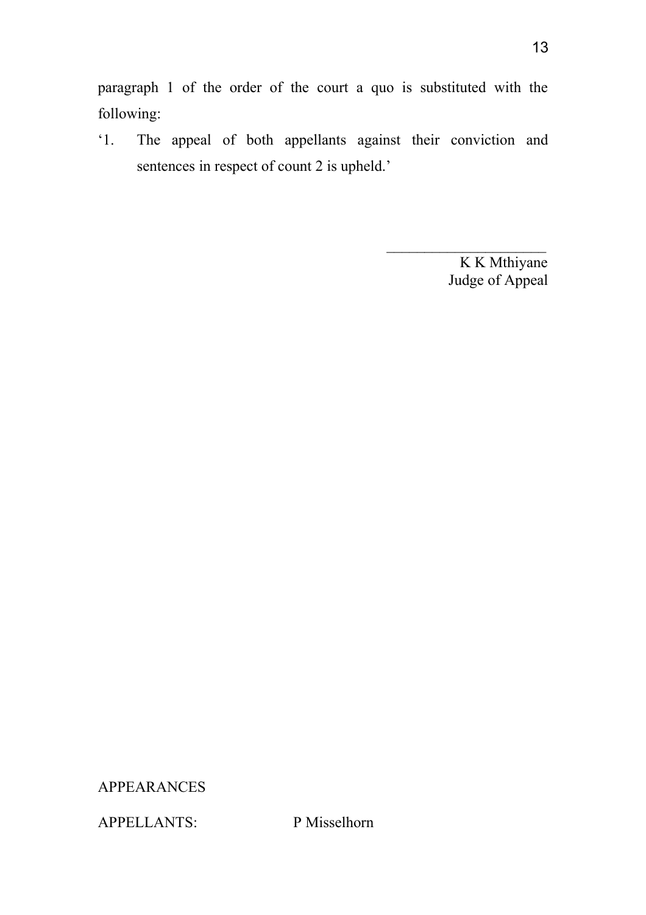paragraph 1 of the order of the court a quo is substituted with the following:

'1. The appeal of both appellants against their conviction and sentences in respect of count 2 is upheld.'

\_\_\_\_\_\_\_\_\_\_\_\_\_\_\_\_\_\_\_\_\_\_

K K Mthiyane
Judge of Appeal

APPEARANCES

APPELLANTS: P Misselhorn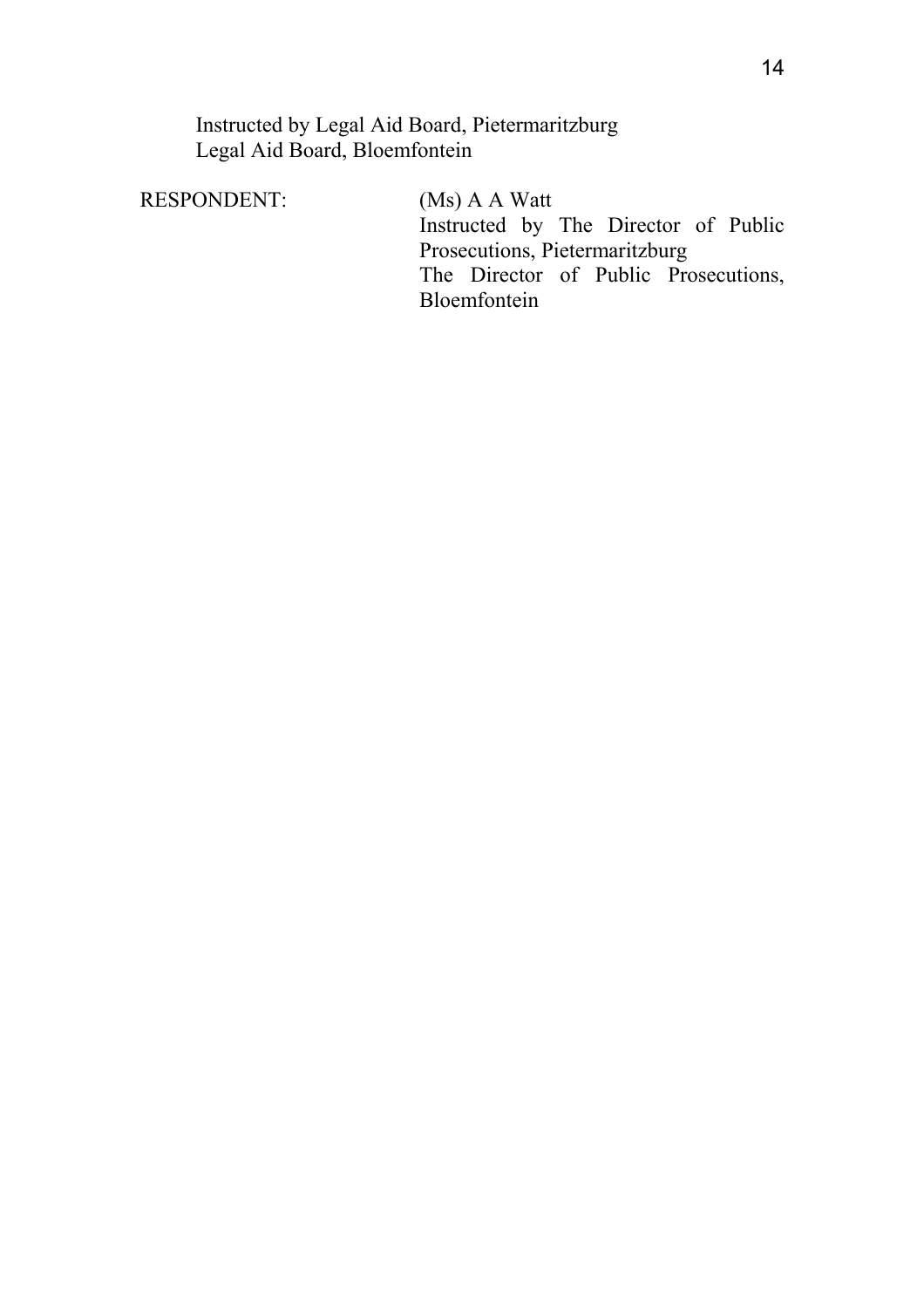Instructed by Legal Aid Board, Pietermaritzburg
Legal Aid Board, Bloemfontein

RESPONDENT: (Ms) A A Watt
Instructed by The Director of Public Prosecutions, Pietermaritzburg
The Director of Public Prosecutions, Bloemfontein